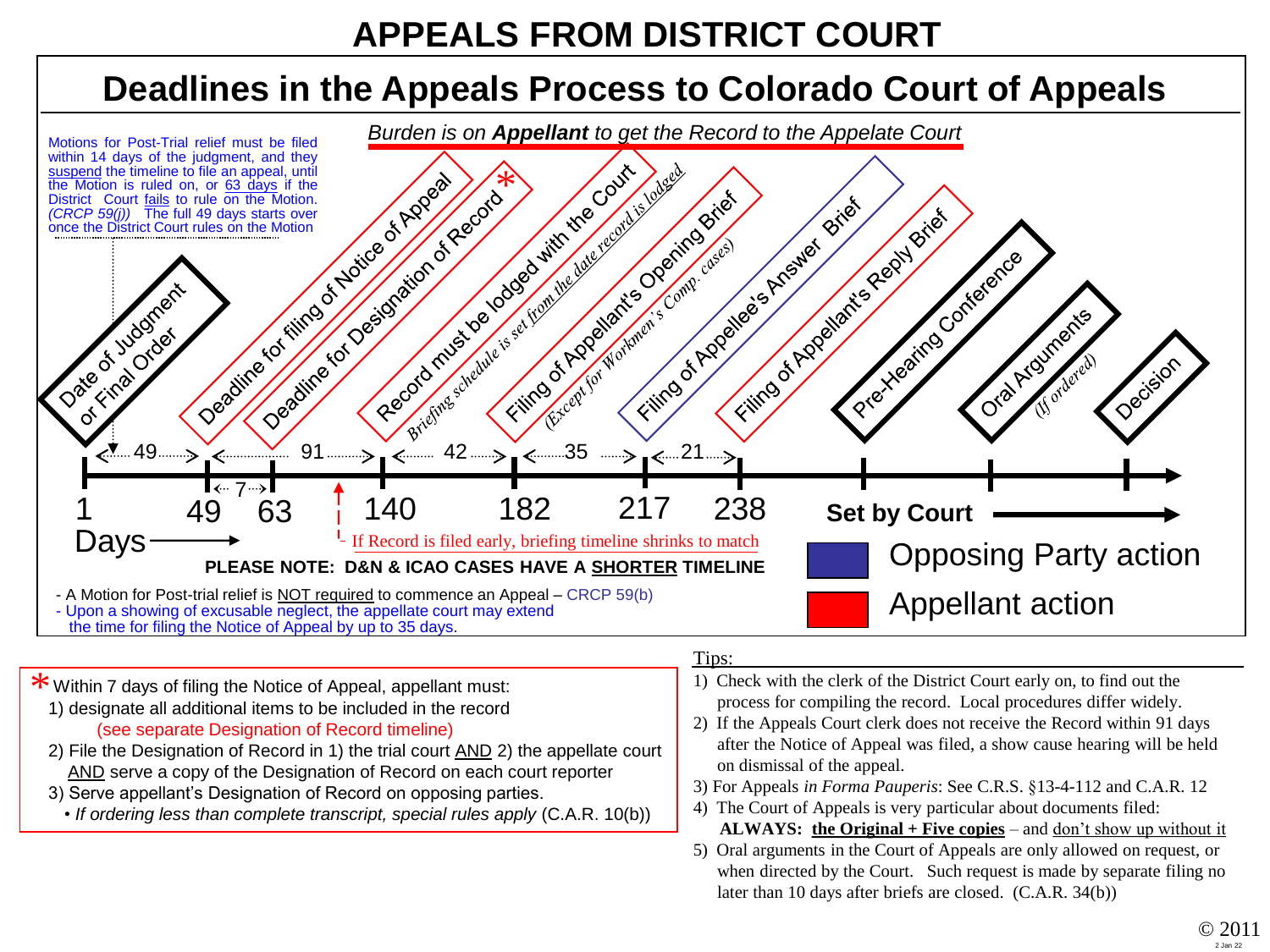# APPEALS FROM DISTRICT COURT

## Deadlines in the Appeals Process to Colorado Court of Appeals

Motions for Post-Trial relief must be filed within 14 days of the judgment, and they suspend the timeline to file an appeal, until the Motion is ruled on, or 63 days if the District Court fails to rule on the Motion. *(CRCP 59(j))* The full 49 days starts over once the District Court rules on the Motion

*Burden is on* ***Appellant*** *to get the Record to the Appelate Court*

| Day | Event |
|---|---|
| 1 | Date of Judgment or Final Order |
| 49 | Deadline for filing of Notice of Appeal (Appellant action) |
| 63 | Deadline for Designation of Record * (Appellant action) |
| 140 | Record must be lodged with the Court (Appellant action) — *Briefing schedule is set from the date record is lodged* |
| 182 | Filing of Appellant's Opening Brief (Appellant action) — *(Except for Workmen's Comp. cases)* |
| 217 | Filing of Appellee's Answer Brief (Opposing Party action) |
| 238 | Filing of Appellant's Reply Brief (Appellant action) |
| Set by Court | Pre-Hearing Conference |
| Set by Court | Oral Arguments *(If ordered)* |
| Set by Court | Decision |

Intervals: 1 → 49: 49 days; 49 → 63: 7 days; 49 → 140: 91 days; 140 → 182: 42 days; 182 → 217: 35 days; 217 → 238: 21 days.

Days →

If Record is filed early, briefing timeline shrinks to match

**PLEASE NOTE: D&N & ICAO CASES HAVE A SHORTER TIMELINE**

- A Motion for Post-trial relief is NOT required to commence an Appeal – CRCP 59(b)
- Upon a showing of excusable neglect, the appellate court may extend the time for filing the Notice of Appeal by up to 35 days.

Opposing Party action (blue)

Appellant action (red)

\* Within 7 days of filing the Notice of Appeal, appellant must:

1) designate all additional items to be included in the record (see separate Designation of Record timeline)
2) File the Designation of Record in 1) the trial court AND 2) the appellate court AND serve a copy of the Designation of Record on each court reporter
3) Serve appellant's Designation of Record on opposing parties.
   - *If ordering less than complete transcript, special rules apply* (C.A.R. 10(b))

Tips:

1) Check with the clerk of the District Court early on, to find out the process for compiling the record. Local procedures differ widely.
2) If the Appeals Court clerk does not receive the Record within 91 days after the Notice of Appeal was filed, a show cause hearing will be held on dismissal of the appeal.
3) For Appeals *in Forma Pauperis*: See C.R.S. §13-4-112 and C.A.R. 12
4) The Court of Appeals is very particular about documents filed: **ALWAYS: the Original + Five copies** – and don't show up without it
5) Oral arguments in the Court of Appeals are only allowed on request, or when directed by the Court. Such request is made by separate filing no later than 10 days after briefs are closed. (C.A.R. 34(b))

© 2011
2 Jan 22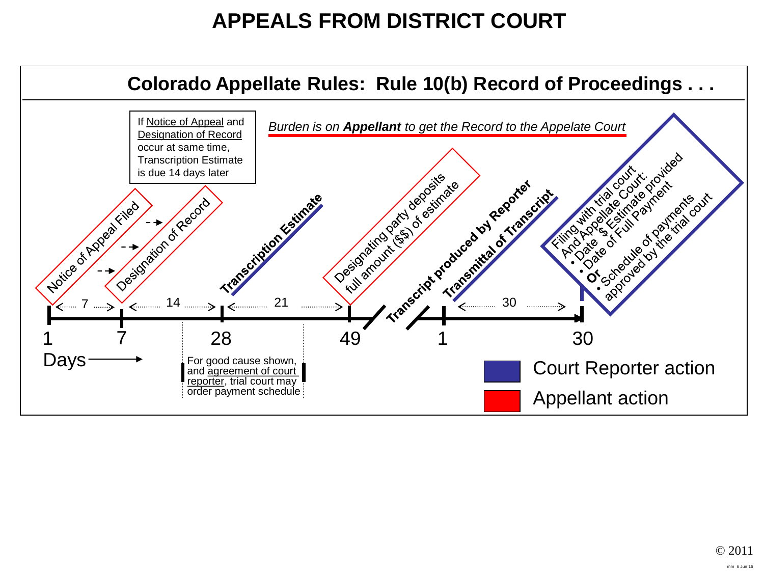# APPEALS FROM DISTRICT COURT

## Colorado Appellate Rules: Rule 10(b) Record of Proceedings . . .

If Notice of Appeal and Designation of Record occur at same time, Transcription Estimate is due 14 days later

*Burden is on **Appellant** to get the Record to the Appelate Court*

Notice of Appeal Filed

Designation of Record

**Transcription Estimate**

Designating party deposits full amount ($$) of estimate

**Transcript produced by Reporter**

**Transmittal of Transcript**

Filing with trial court And Appellate Court:
- Date $ Estimate provided
- Date of Full Payment

**Or**
- Schedule of payments approved by the trial court

7
14
21
30

1
7
28
49
1
30

Days

For good cause shown, and agreement of court reporter, trial court may order payment schedule

Court Reporter action

Appellant action

© 2011